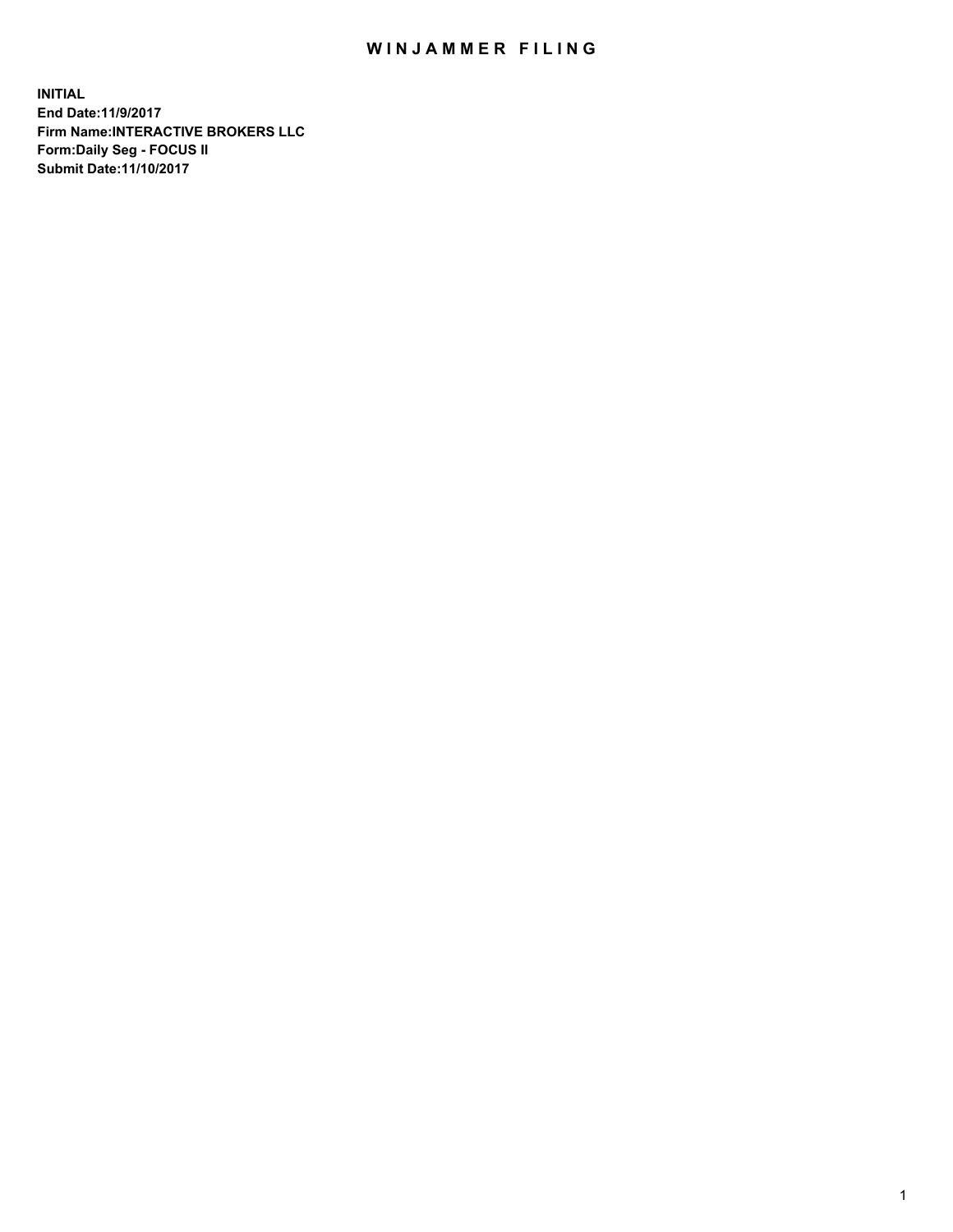# WINJAMMER FILING

**INITIAL**
**End Date:11/9/2017**
**Firm Name:INTERACTIVE BROKERS LLC**
**Form:Daily Seg - FOCUS II**
**Submit Date:11/10/2017**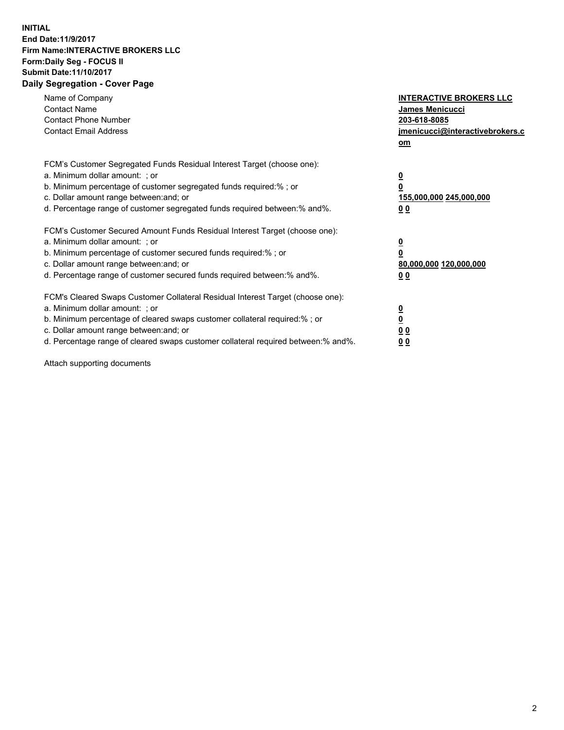**INITIAL**
**End Date:11/9/2017**
**Firm Name:INTERACTIVE BROKERS LLC**
**Form:Daily Seg - FOCUS II**
**Submit Date:11/10/2017**

## Daily Segregation - Cover Page

| | |
|---|---|
| Name of Company | **INTERACTIVE BROKERS LLC** |
| Contact Name | **James Menicucci** |
| Contact Phone Number | **203-618-8085** |
| Contact Email Address | **jmenicucci@interactivebrokers.com** |

FCM's Customer Segregated Funds Residual Interest Target (choose one):

| | |
|---|---|
| a. Minimum dollar amount: ; or | **0** |
| b. Minimum percentage of customer segregated funds required:% ; or | **0** |
| c. Dollar amount range between:and; or | **155,000,000 245,000,000** |
| d. Percentage range of customer segregated funds required between:% and%. | **0 0** |

FCM's Customer Secured Amount Funds Residual Interest Target (choose one):

| | |
|---|---|
| a. Minimum dollar amount: ; or | **0** |
| b. Minimum percentage of customer secured funds required:% ; or | **0** |
| c. Dollar amount range between:and; or | **80,000,000 120,000,000** |
| d. Percentage range of customer secured funds required between:% and%. | **0 0** |

FCM's Cleared Swaps Customer Collateral Residual Interest Target (choose one):

| | |
|---|---|
| a. Minimum dollar amount: ; or | **0** |
| b. Minimum percentage of cleared swaps customer collateral required:% ; or | **0** |
| c. Dollar amount range between:and; or | **0 0** |
| d. Percentage range of cleared swaps customer collateral required between:% and%. | **0 0** |

Attach supporting documents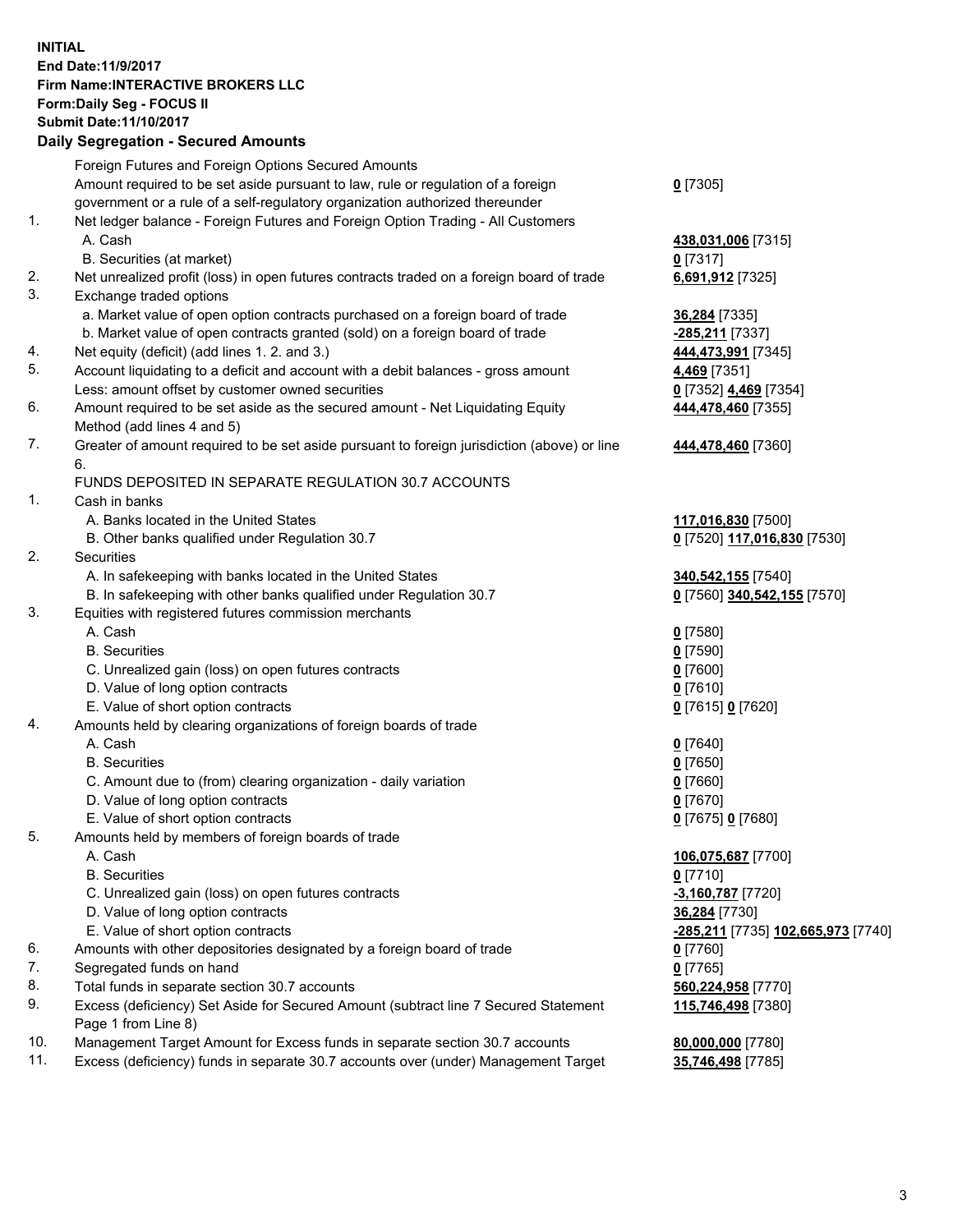**INITIAL**
**End Date:11/9/2017**
**Firm Name:INTERACTIVE BROKERS LLC**
**Form:Daily Seg - FOCUS II**
**Submit Date:11/10/2017**
**Daily Segregation - Secured Amounts**

| | | |
|---|---|---|
| | Foreign Futures and Foreign Options Secured Amounts | |
| | Amount required to be set aside pursuant to law, rule or regulation of a foreign government or a rule of a self-regulatory organization authorized thereunder | **0** [7305] |
| 1. | Net ledger balance - Foreign Futures and Foreign Option Trading - All Customers | |
| | A. Cash | **438,031,006** [7315] |
| | B. Securities (at market) | **0** [7317] |
| 2. | Net unrealized profit (loss) in open futures contracts traded on a foreign board of trade | **6,691,912** [7325] |
| 3. | Exchange traded options | |
| | a. Market value of open option contracts purchased on a foreign board of trade | **36,284** [7335] |
| | b. Market value of open contracts granted (sold) on a foreign board of trade | **-285,211** [7337] |
| 4. | Net equity (deficit) (add lines 1. 2. and 3.) | **444,473,991** [7345] |
| 5. | Account liquidating to a deficit and account with a debit balances - gross amount | **4,469** [7351] |
| | Less: amount offset by customer owned securities | **0** [7352] **4,469** [7354] |
| 6. | Amount required to be set aside as the secured amount - Net Liquidating Equity Method (add lines 4 and 5) | **444,478,460** [7355] |
| 7. | Greater of amount required to be set aside pursuant to foreign jurisdiction (above) or line 6. | **444,478,460** [7360] |
| | FUNDS DEPOSITED IN SEPARATE REGULATION 30.7 ACCOUNTS | |
| 1. | Cash in banks | |
| | A. Banks located in the United States | **117,016,830** [7500] |
| | B. Other banks qualified under Regulation 30.7 | **0** [7520] **117,016,830** [7530] |
| 2. | Securities | |
| | A. In safekeeping with banks located in the United States | **340,542,155** [7540] |
| | B. In safekeeping with other banks qualified under Regulation 30.7 | **0** [7560] **340,542,155** [7570] |
| 3. | Equities with registered futures commission merchants | |
| | A. Cash | **0** [7580] |
| | B. Securities | **0** [7590] |
| | C. Unrealized gain (loss) on open futures contracts | **0** [7600] |
| | D. Value of long option contracts | **0** [7610] |
| | E. Value of short option contracts | **0** [7615] **0** [7620] |
| 4. | Amounts held by clearing organizations of foreign boards of trade | |
| | A. Cash | **0** [7640] |
| | B. Securities | **0** [7650] |
| | C. Amount due to (from) clearing organization - daily variation | **0** [7660] |
| | D. Value of long option contracts | **0** [7670] |
| | E. Value of short option contracts | **0** [7675] **0** [7680] |
| 5. | Amounts held by members of foreign boards of trade | |
| | A. Cash | **106,075,687** [7700] |
| | B. Securities | **0** [7710] |
| | C. Unrealized gain (loss) on open futures contracts | **-3,160,787** [7720] |
| | D. Value of long option contracts | **36,284** [7730] |
| | E. Value of short option contracts | **-285,211** [7735] **102,665,973** [7740] |
| 6. | Amounts with other depositories designated by a foreign board of trade | **0** [7760] |
| 7. | Segregated funds on hand | **0** [7765] |
| 8. | Total funds in separate section 30.7 accounts | **560,224,958** [7770] |
| 9. | Excess (deficiency) Set Aside for Secured Amount (subtract line 7 Secured Statement Page 1 from Line 8) | **115,746,498** [7380] |
| 10. | Management Target Amount for Excess funds in separate section 30.7 accounts | **80,000,000** [7780] |
| 11. | Excess (deficiency) funds in separate 30.7 accounts over (under) Management Target | **35,746,498** [7785] |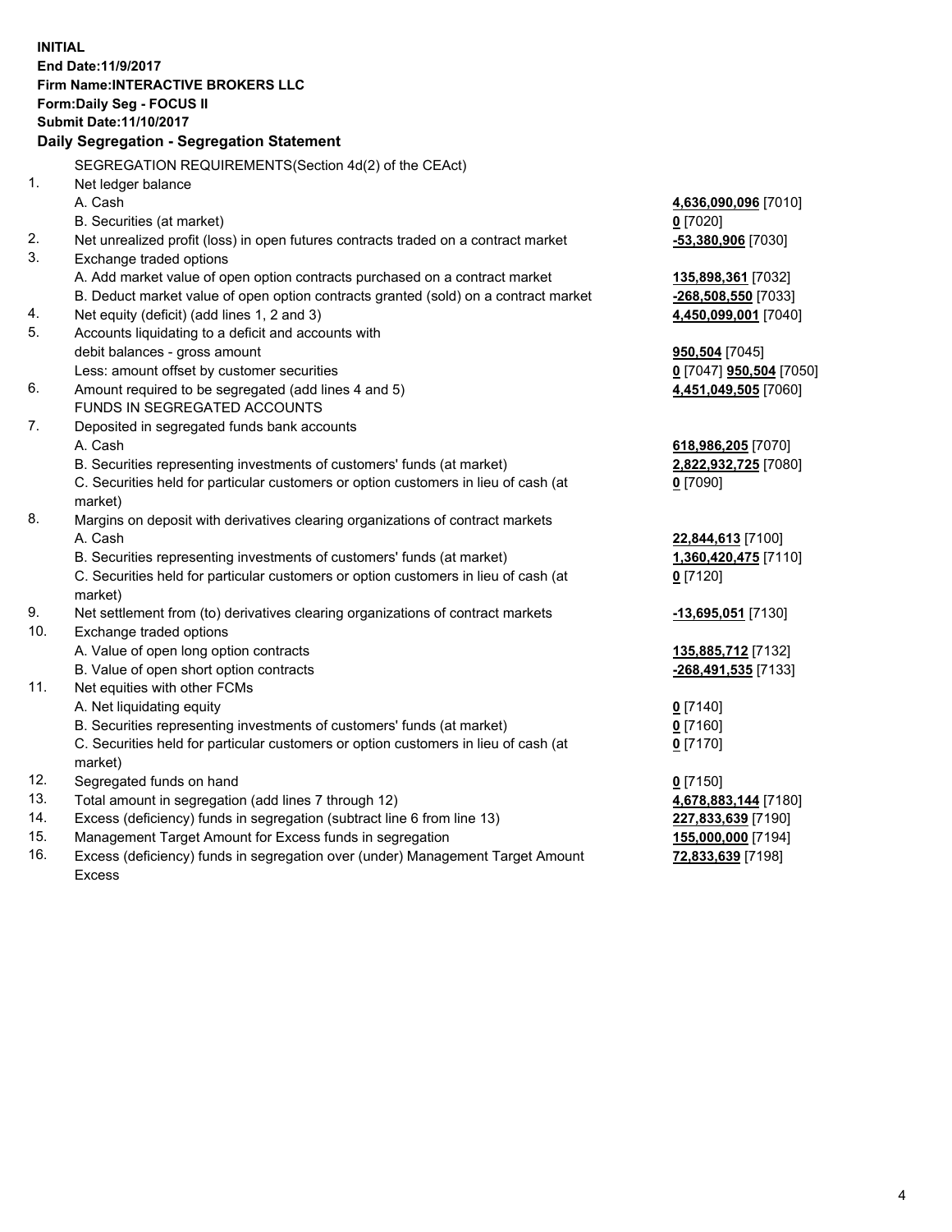**INITIAL**
**End Date:11/9/2017**
**Firm Name:INTERACTIVE BROKERS LLC**
**Form:Daily Seg - FOCUS II**
**Submit Date:11/10/2017**

**Daily Segregation - Segregation Statement**

| | | |
|---|---|---|
| | SEGREGATION REQUIREMENTS(Section 4d(2) of the CEAct) | |
| 1. | Net ledger balance | |
| | A. Cash | **4,636,090,096** [7010] |
| | B. Securities (at market) | **0** [7020] |
| 2. | Net unrealized profit (loss) in open futures contracts traded on a contract market | **-53,380,906** [7030] |
| 3. | Exchange traded options | |
| | A. Add market value of open option contracts purchased on a contract market | **135,898,361** [7032] |
| | B. Deduct market value of open option contracts granted (sold) on a contract market | **-268,508,550** [7033] |
| 4. | Net equity (deficit) (add lines 1, 2 and 3) | **4,450,099,001** [7040] |
| 5. | Accounts liquidating to a deficit and accounts with | |
| | debit balances - gross amount | **950,504** [7045] |
| | Less: amount offset by customer securities | **0** [7047] **950,504** [7050] |
| 6. | Amount required to be segregated (add lines 4 and 5) | **4,451,049,505** [7060] |
| | FUNDS IN SEGREGATED ACCOUNTS | |
| 7. | Deposited in segregated funds bank accounts | |
| | A. Cash | **618,986,205** [7070] |
| | B. Securities representing investments of customers' funds (at market) | **2,822,932,725** [7080] |
| | C. Securities held for particular customers or option customers in lieu of cash (at market) | **0** [7090] |
| 8. | Margins on deposit with derivatives clearing organizations of contract markets | |
| | A. Cash | **22,844,613** [7100] |
| | B. Securities representing investments of customers' funds (at market) | **1,360,420,475** [7110] |
| | C. Securities held for particular customers or option customers in lieu of cash (at market) | **0** [7120] |
| 9. | Net settlement from (to) derivatives clearing organizations of contract markets | **-13,695,051** [7130] |
| 10. | Exchange traded options | |
| | A. Value of open long option contracts | **135,885,712** [7132] |
| | B. Value of open short option contracts | **-268,491,535** [7133] |
| 11. | Net equities with other FCMs | |
| | A. Net liquidating equity | **0** [7140] |
| | B. Securities representing investments of customers' funds (at market) | **0** [7160] |
| | C. Securities held for particular customers or option customers in lieu of cash (at market) | **0** [7170] |
| 12. | Segregated funds on hand | **0** [7150] |
| 13. | Total amount in segregation (add lines 7 through 12) | **4,678,883,144** [7180] |
| 14. | Excess (deficiency) funds in segregation (subtract line 6 from line 13) | **227,833,639** [7190] |
| 15. | Management Target Amount for Excess funds in segregation | **155,000,000** [7194] |
| 16. | Excess (deficiency) funds in segregation over (under) Management Target Amount Excess | **72,833,639** [7198] |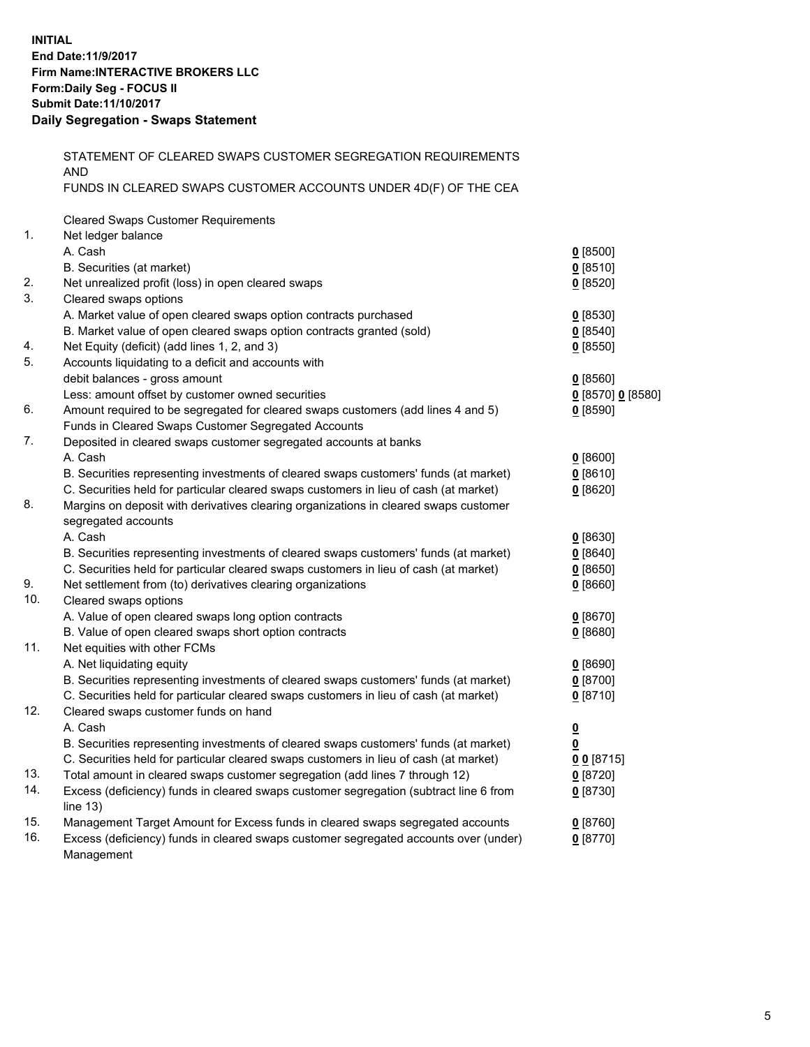**INITIAL**
**End Date:11/9/2017**
**Firm Name:INTERACTIVE BROKERS LLC**
**Form:Daily Seg - FOCUS II**
**Submit Date:11/10/2017**
**Daily Segregation - Swaps Statement**

STATEMENT OF CLEARED SWAPS CUSTOMER SEGREGATION REQUIREMENTS AND FUNDS IN CLEARED SWAPS CUSTOMER ACCOUNTS UNDER 4D(F) OF THE CEA

| | | |
|---|---|---|
| | Cleared Swaps Customer Requirements | |
| 1. | Net ledger balance | |
| | A. Cash | 0 [8500] |
| | B. Securities (at market) | 0 [8510] |
| 2. | Net unrealized profit (loss) in open cleared swaps | 0 [8520] |
| 3. | Cleared swaps options | |
| | A. Market value of open cleared swaps option contracts purchased | 0 [8530] |
| | B. Market value of open cleared swaps option contracts granted (sold) | 0 [8540] |
| 4. | Net Equity (deficit) (add lines 1, 2, and 3) | 0 [8550] |
| 5. | Accounts liquidating to a deficit and accounts with debit balances - gross amount | 0 [8560] |
| | Less: amount offset by customer owned securities | 0 [8570] 0 [8580] |
| 6. | Amount required to be segregated for cleared swaps customers (add lines 4 and 5) | 0 [8590] |
| | Funds in Cleared Swaps Customer Segregated Accounts | |
| 7. | Deposited in cleared swaps customer segregated accounts at banks | |
| | A. Cash | 0 [8600] |
| | B. Securities representing investments of cleared swaps customers' funds (at market) | 0 [8610] |
| | C. Securities held for particular cleared swaps customers in lieu of cash (at market) | 0 [8620] |
| 8. | Margins on deposit with derivatives clearing organizations in cleared swaps customer segregated accounts | |
| | A. Cash | 0 [8630] |
| | B. Securities representing investments of cleared swaps customers' funds (at market) | 0 [8640] |
| | C. Securities held for particular cleared swaps customers in lieu of cash (at market) | 0 [8650] |
| 9. | Net settlement from (to) derivatives clearing organizations | 0 [8660] |
| 10. | Cleared swaps options | |
| | A. Value of open cleared swaps long option contracts | 0 [8670] |
| | B. Value of open cleared swaps short option contracts | 0 [8680] |
| 11. | Net equities with other FCMs | |
| | A. Net liquidating equity | 0 [8690] |
| | B. Securities representing investments of cleared swaps customers' funds (at market) | 0 [8700] |
| | C. Securities held for particular cleared swaps customers in lieu of cash (at market) | 0 [8710] |
| 12. | Cleared swaps customer funds on hand | |
| | A. Cash | 0 |
| | B. Securities representing investments of cleared swaps customers' funds (at market) | 0 |
| | C. Securities held for particular cleared swaps customers in lieu of cash (at market) | 0 0 [8715] |
| 13. | Total amount in cleared swaps customer segregation (add lines 7 through 12) | 0 [8720] |
| 14. | Excess (deficiency) funds in cleared swaps customer segregation (subtract line 6 from line 13) | 0 [8730] |
| 15. | Management Target Amount for Excess funds in cleared swaps segregated accounts | 0 [8760] |
| 16. | Excess (deficiency) funds in cleared swaps customer segregated accounts over (under) Management | 0 [8770] |